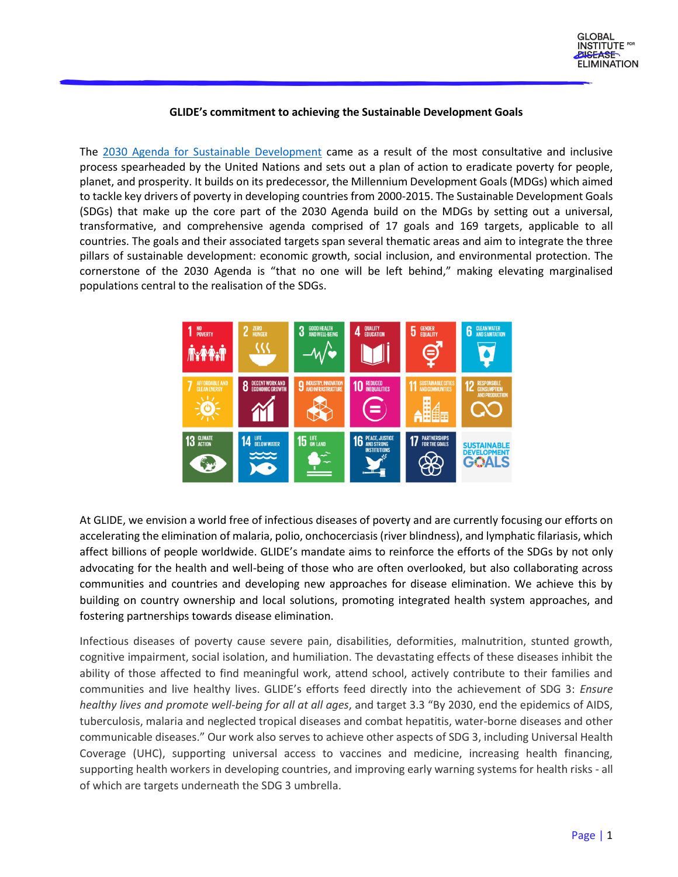## GLIDE's commitment to achieving the Sustainable Development Goals

The [2030 Agenda for Sustainable Development](#) came as a result of the most consultative and inclusive process spearheaded by the United Nations and sets out a plan of action to eradicate poverty for people, planet, and prosperity. It builds on its predecessor, the Millennium Development Goals (MDGs) which aimed to tackle key drivers of poverty in developing countries from 2000-2015. The Sustainable Development Goals (SDGs) that make up the core part of the 2030 Agenda build on the MDGs by setting out a universal, transformative, and comprehensive agenda comprised of 17 goals and 169 targets, applicable to all countries. The goals and their associated targets span several thematic areas and aim to integrate the three pillars of sustainable development: economic growth, social inclusion, and environmental protection. The cornerstone of the 2030 Agenda is "that no one will be left behind," making elevating marginalised populations central to the realisation of the SDGs.

At GLIDE, we envision a world free of infectious diseases of poverty and are currently focusing our efforts on accelerating the elimination of malaria, polio, onchocerciasis (river blindness), and lymphatic filariasis, which affect billions of people worldwide. GLIDE's mandate aims to reinforce the efforts of the SDGs by not only advocating for the health and well-being of those who are often overlooked, but also collaborating across communities and countries and developing new approaches for disease elimination. We achieve this by building on country ownership and local solutions, promoting integrated health system approaches, and fostering partnerships towards disease elimination.

Infectious diseases of poverty cause severe pain, disabilities, deformities, malnutrition, stunted growth, cognitive impairment, social isolation, and humiliation. The devastating effects of these diseases inhibit the ability of those affected to find meaningful work, attend school, actively contribute to their families and communities and live healthy lives. GLIDE's efforts feed directly into the achievement of SDG 3: *Ensure healthy lives and promote well-being for all at all ages*, and target 3.3 "By 2030, end the epidemics of AIDS, tuberculosis, malaria and neglected tropical diseases and combat hepatitis, water-borne diseases and other communicable diseases." Our work also serves to achieve other aspects of SDG 3, including Universal Health Coverage (UHC), supporting universal access to vaccines and medicine, increasing health financing, supporting health workers in developing countries, and improving early warning systems for health risks - all of which are targets underneath the SDG 3 umbrella.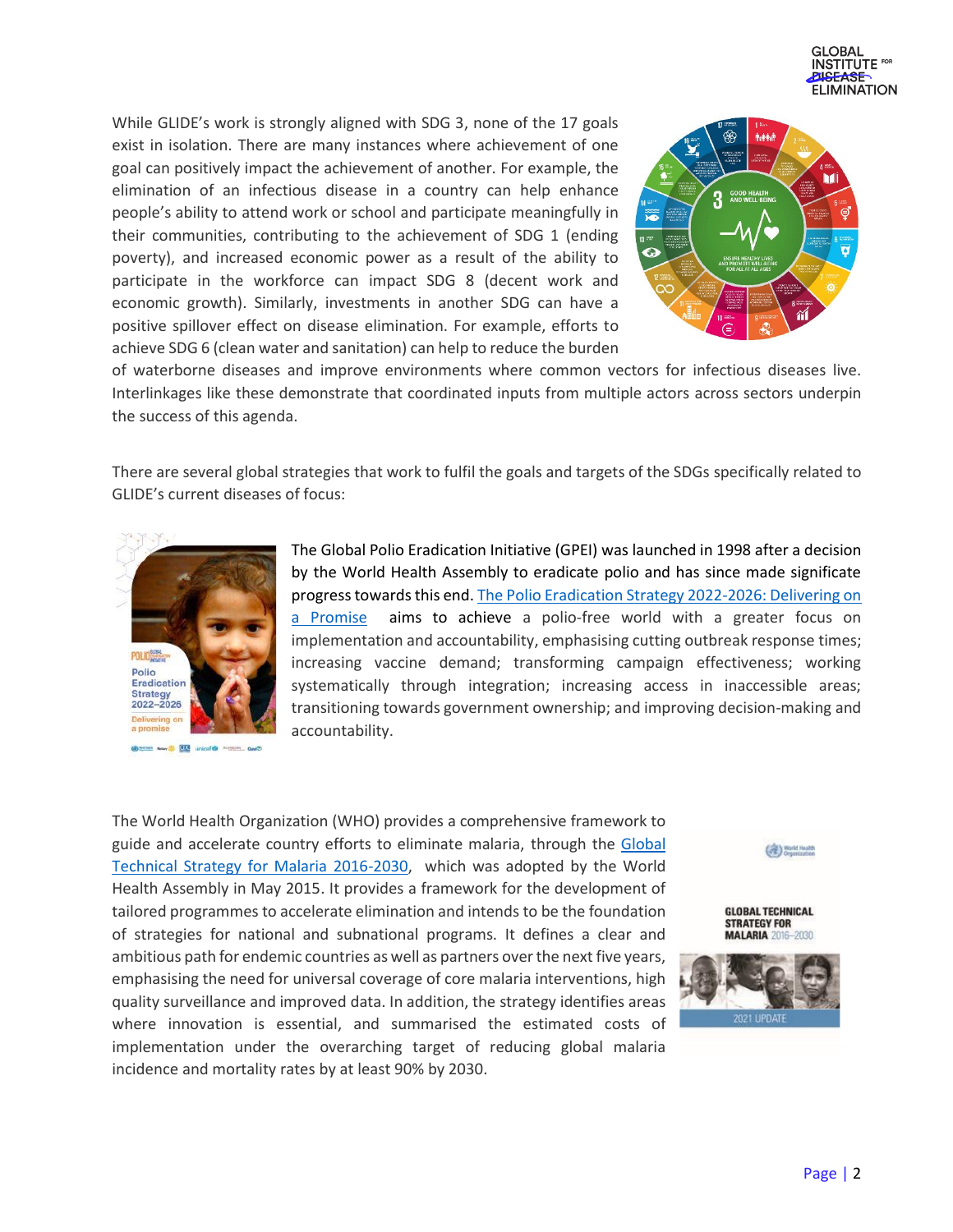While GLIDE's work is strongly aligned with SDG 3, none of the 17 goals exist in isolation. There are many instances where achievement of one goal can positively impact the achievement of another. For example, the elimination of an infectious disease in a country can help enhance people's ability to attend work or school and participate meaningfully in their communities, contributing to the achievement of SDG 1 (ending poverty), and increased economic power as a result of the ability to participate in the workforce can impact SDG 8 (decent work and economic growth). Similarly, investments in another SDG can have a positive spillover effect on disease elimination. For example, efforts to achieve SDG 6 (clean water and sanitation) can help to reduce the burden of waterborne diseases and improve environments where common vectors for infectious diseases live. Interlinkages like these demonstrate that coordinated inputs from multiple actors across sectors underpin the success of this agenda.

There are several global strategies that work to fulfil the goals and targets of the SDGs specifically related to GLIDE's current diseases of focus:

The Global Polio Eradication Initiative (GPEI) was launched in 1998 after a decision by the World Health Assembly to eradicate polio and has since made significant progress towards this end. [The Polio Eradication Strategy 2022-2026: Delivering on a Promise] aims to achieve a polio-free world with a greater focus on implementation and accountability, emphasising cutting outbreak response times; increasing vaccine demand; transforming campaign effectiveness; working systematically through integration; increasing access in inaccessible areas; transitioning towards government ownership; and improving decision-making and accountability.

The World Health Organization (WHO) provides a comprehensive framework to guide and accelerate country efforts to eliminate malaria, through the [Global Technical Strategy for Malaria 2016-2030], which was adopted by the World Health Assembly in May 2015. It provides a framework for the development of tailored programmes to accelerate elimination and intends to be the foundation of strategies for national and subnational programs. It defines a clear and ambitious path for endemic countries as well as partners over the next five years, emphasising the need for universal coverage of core malaria interventions, high quality surveillance and improved data. In addition, the strategy identifies areas where innovation is essential, and summarised the estimated costs of implementation under the overarching target of reducing global malaria incidence and mortality rates by at least 90% by 2030.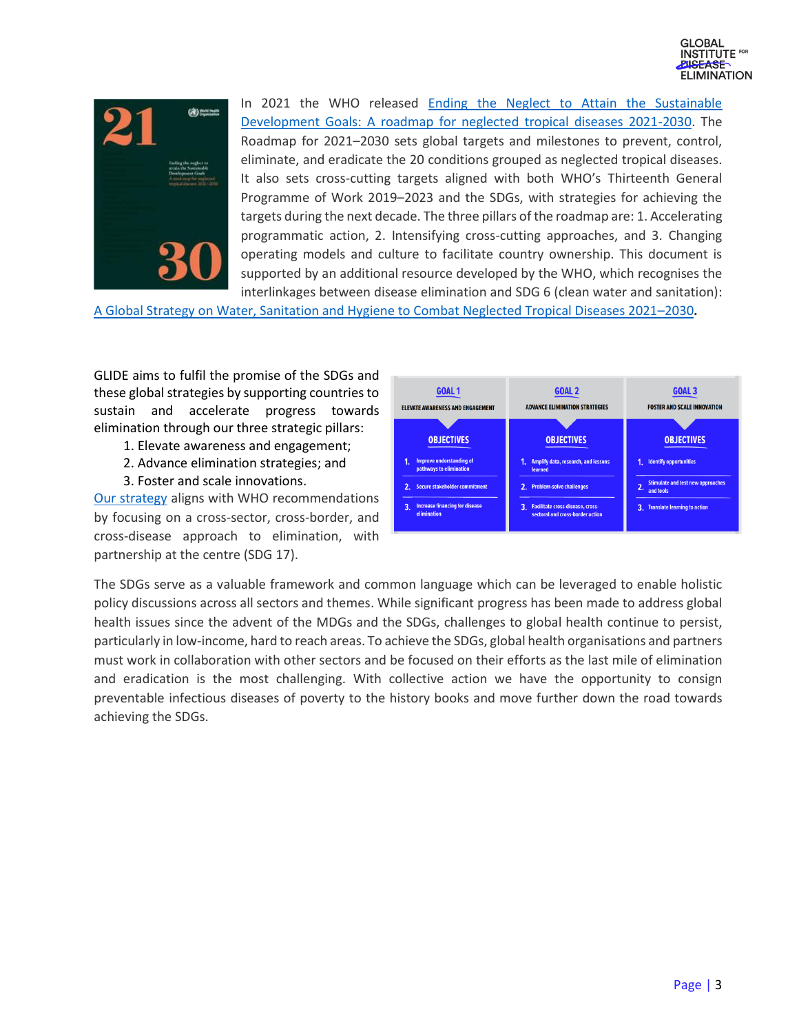In 2021 the WHO released [Ending the Neglect to Attain the Sustainable Development Goals: A roadmap for neglected tropical diseases 2021-2030](). The Roadmap for 2021–2030 sets global targets and milestones to prevent, control, eliminate, and eradicate the 20 conditions grouped as neglected tropical diseases. It also sets cross-cutting targets aligned with both WHO's Thirteenth General Programme of Work 2019–2023 and the SDGs, with strategies for achieving the targets during the next decade. The three pillars of the roadmap are: 1. Accelerating programmatic action, 2. Intensifying cross-cutting approaches, and 3. Changing operating models and culture to facilitate country ownership. This document is supported by an additional resource developed by the WHO, which recognises the interlinkages between disease elimination and SDG 6 (clean water and sanitation): [A Global Strategy on Water, Sanitation and Hygiene to Combat Neglected Tropical Diseases 2021–2030]().

GLIDE aims to fulfil the promise of the SDGs and these global strategies by supporting countries to sustain and accelerate progress towards elimination through our three strategic pillars:

1. Elevate awareness and engagement;
2. Advance elimination strategies; and
3. Foster and scale innovations.

[Our strategy]() aligns with WHO recommendations by focusing on a cross-sector, cross-border, and cross-disease approach to elimination, with partnership at the centre (SDG 17).

| GOAL 1<br>ELEVATE AWARENESS AND ENGAGEMENT | GOAL 2<br>ADVANCE ELIMINATION STRATEGIES | GOAL 3<br>FOSTER AND SCALE INNOVATION |
|---|---|---|
| OBJECTIVES | OBJECTIVES | OBJECTIVES |
| 1. Improve understanding of pathways to elimination | 1. Amplify data, research, and lessons learned | 1. Identify opportunities |
| 2. Secure stakeholder commitment | 2. Problem-solve challenges | 2. Stimulate and test new approaches and tools |
| 3. Increase financing for disease elimination | 3. Facilitate cross-disease, cross-sectoral and cross-border action | 3. Translate learning to action |

The SDGs serve as a valuable framework and common language which can be leveraged to enable holistic policy discussions across all sectors and themes. While significant progress has been made to address global health issues since the advent of the MDGs and the SDGs, challenges to global health continue to persist, particularly in low-income, hard to reach areas. To achieve the SDGs, global health organisations and partners must work in collaboration with other sectors and be focused on their efforts as the last mile of elimination and eradication is the most challenging. With collective action we have the opportunity to consign preventable infectious diseases of poverty to the history books and move further down the road towards achieving the SDGs.